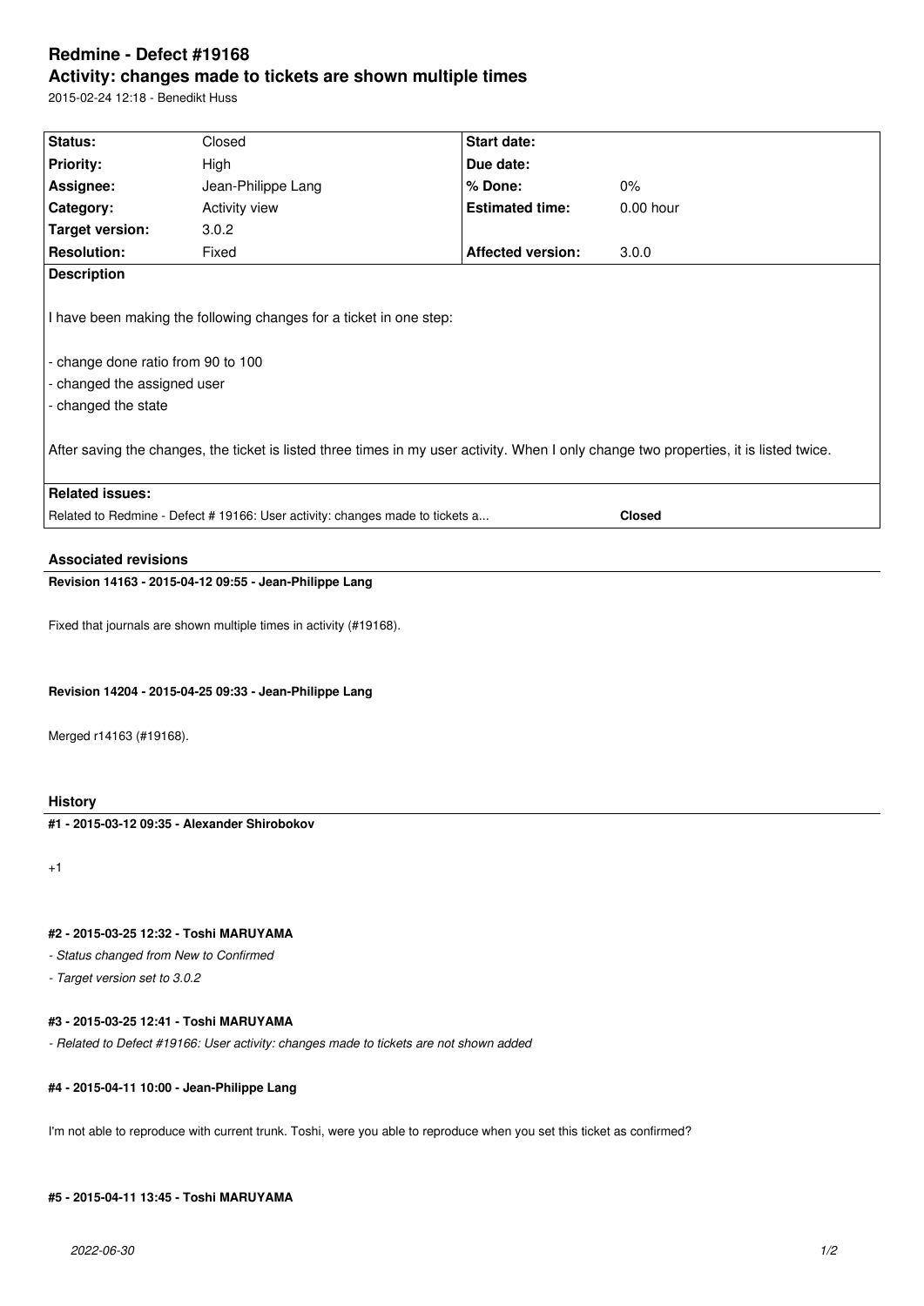# Redmine - Defect #19168

## Activity: changes made to tickets are shown multiple times

2015-02-24 12:18 - Benedikt Huss

| Status: | Closed | Start date: | |
|---|---|---|---|
| Priority: | High | Due date: | |
| Assignee: | Jean-Philippe Lang | % Done: | 0% |
| Category: | Activity view | Estimated time: | 0.00 hour |
| Target version: | 3.0.2 | | |
| Resolution: | Fixed | Affected version: | 3.0.0 |

**Description**

I have been making the following changes for a ticket in one step:

- change done ratio from 90 to 100
- changed the assigned user
- changed the state

After saving the changes, the ticket is listed three times in my user activity. When I only change two properties, it is listed twice.

**Related issues:**

Related to Redmine - Defect # 19166: User activity: changes made to tickets a... **Closed**

### Associated revisions

**Revision 14163 - 2015-04-12 09:55 - Jean-Philippe Lang**

Fixed that journals are shown multiple times in activity (#19168).

**Revision 14204 - 2015-04-25 09:33 - Jean-Philippe Lang**

Merged r14163 (#19168).

### History

**#1 - 2015-03-12 09:35 - Alexander Shirobokov**

+1

**#2 - 2015-03-25 12:32 - Toshi MARUYAMA**

*- Status changed from New to Confirmed*

*- Target version set to 3.0.2*

**#3 - 2015-03-25 12:41 - Toshi MARUYAMA**

*- Related to Defect #19166: User activity: changes made to tickets are not shown added*

**#4 - 2015-04-11 10:00 - Jean-Philippe Lang**

I'm not able to reproduce with current trunk. Toshi, were you able to reproduce when you set this ticket as confirmed?

**#5 - 2015-04-11 13:45 - Toshi MARUYAMA**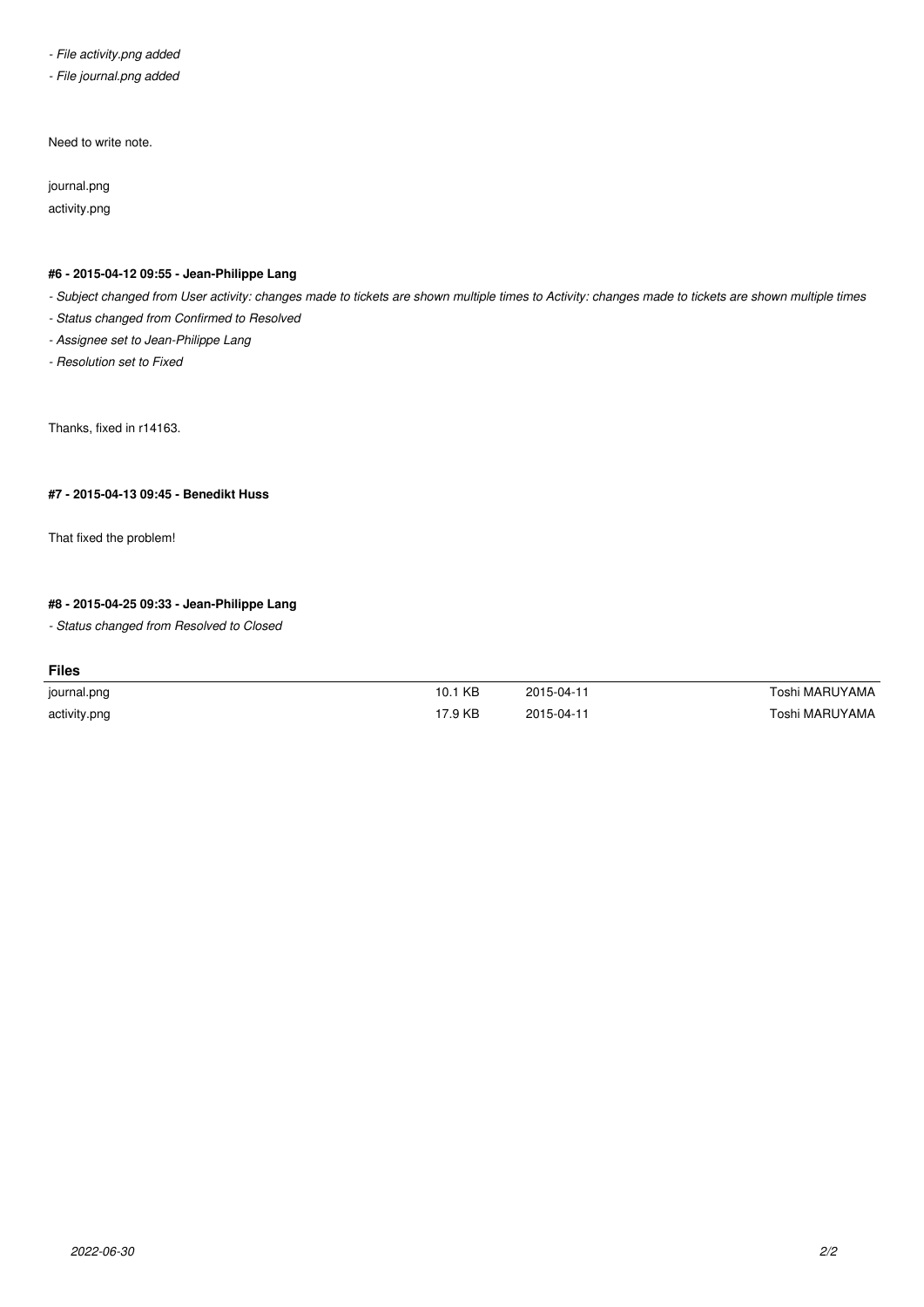- *File activity.png added*
- *File journal.png added*

Need to write note.

journal.png
activity.png

#### #6 - 2015-04-12 09:55 - Jean-Philippe Lang

- *Subject changed from User activity: changes made to tickets are shown multiple times to Activity: changes made to tickets are shown multiple times*
- *Status changed from Confirmed to Resolved*
- *Assignee set to Jean-Philippe Lang*
- *Resolution set to Fixed*

Thanks, fixed in r14163.

#### #7 - 2015-04-13 09:45 - Benedikt Huss

That fixed the problem!

#### #8 - 2015-04-25 09:33 - Jean-Philippe Lang

- *Status changed from Resolved to Closed*

### Files

| | | | |
|---|---|---|---|
| journal.png | 10.1 KB | 2015-04-11 | Toshi MARUYAMA |
| activity.png | 17.9 KB | 2015-04-11 | Toshi MARUYAMA |